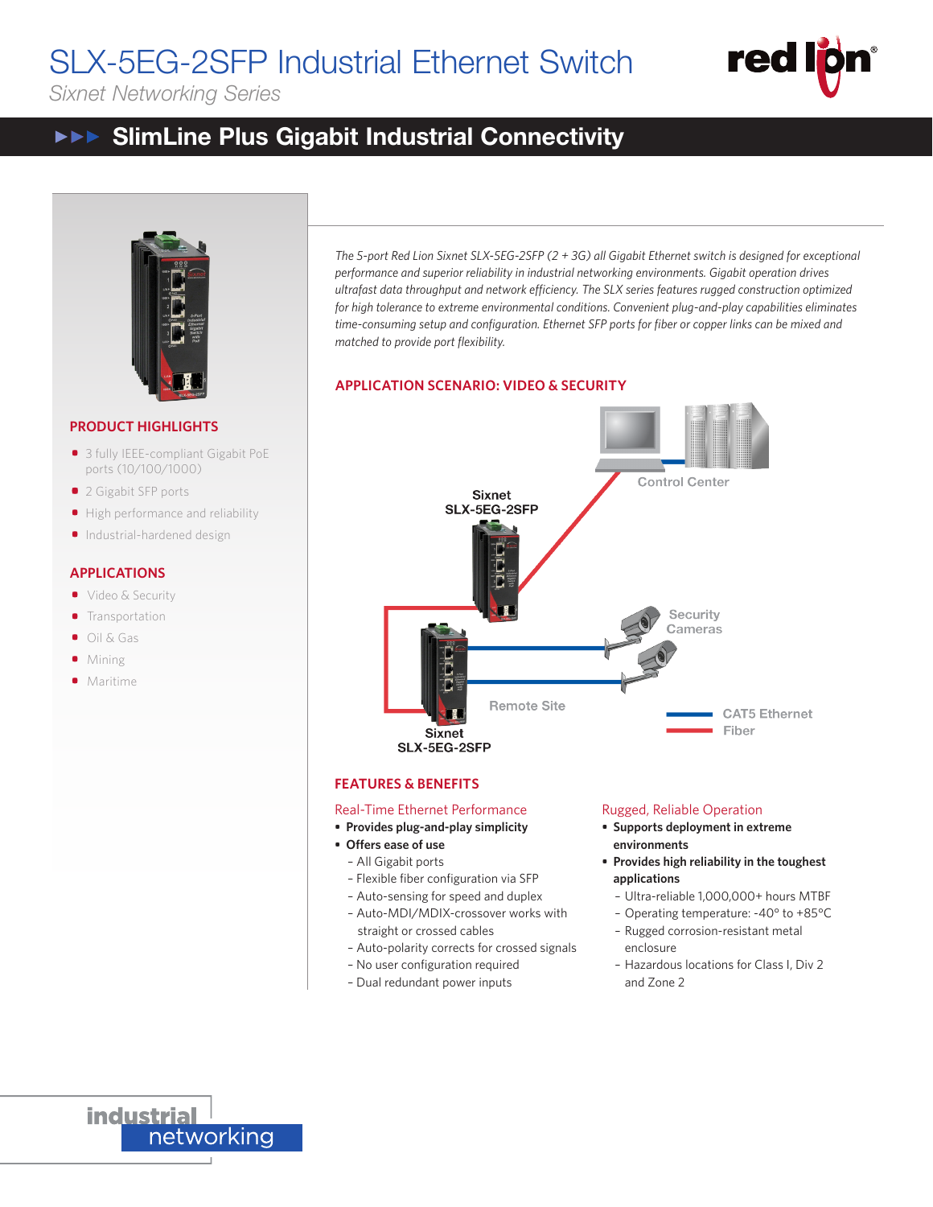# SLX-5EG-2SFP Industrial Ethernet Switch

*Sixnet Networking Series*

## ►►► SlimLine Plus Gigabit Industrial Connectivity

*The 5-port Red Lion Sixnet SLX-5EG-2SFP (2 + 3G) all Gigabit Ethernet switch is designed for exceptional performance and superior reliability in industrial networking environments. Gigabit operation drives ultrafast data throughput and network efficiency. The SLX series features rugged construction optimized for high tolerance to extreme environmental conditions. Convenient plug-and-play capabilities eliminates time-consuming setup and configuration. Ethernet SFP ports for fiber or copper links can be mixed and matched to provide port flexibility.*

### PRODUCT HIGHLIGHTS

- 3 fully IEEE-compliant Gigabit PoE ports (10/100/1000)
- 2 Gigabit SFP ports
- High performance and reliability
- Industrial-hardened design

### APPLICATIONS

- Video & Security
- Transportation
- Oil & Gas
- Mining
- Maritime

### APPLICATION SCENARIO: VIDEO & SECURITY

Control Center

Sixnet SLX-5EG-2SFP

Security Cameras

Remote Site

Sixnet SLX-5EG-2SFP

CAT5 Ethernet

Fiber

### FEATURES & BENEFITS

#### Real-Time Ethernet Performance

- **Provides plug-and-play simplicity**
- **Offers ease of use**
  - All Gigabit ports
  - Flexible fiber configuration via SFP
  - Auto-sensing for speed and duplex
  - Auto-MDI/MDIX-crossover works with straight or crossed cables
  - Auto-polarity corrects for crossed signals
  - No user configuration required
  - Dual redundant power inputs

#### Rugged, Reliable Operation

- **Supports deployment in extreme environments**
- **Provides high reliability in the toughest applications**
  - Ultra-reliable 1,000,000+ hours MTBF
  - Operating temperature: -40° to +85°C
  - Rugged corrosion-resistant metal enclosure
  - Hazardous locations for Class I, Div 2 and Zone 2

industrial networking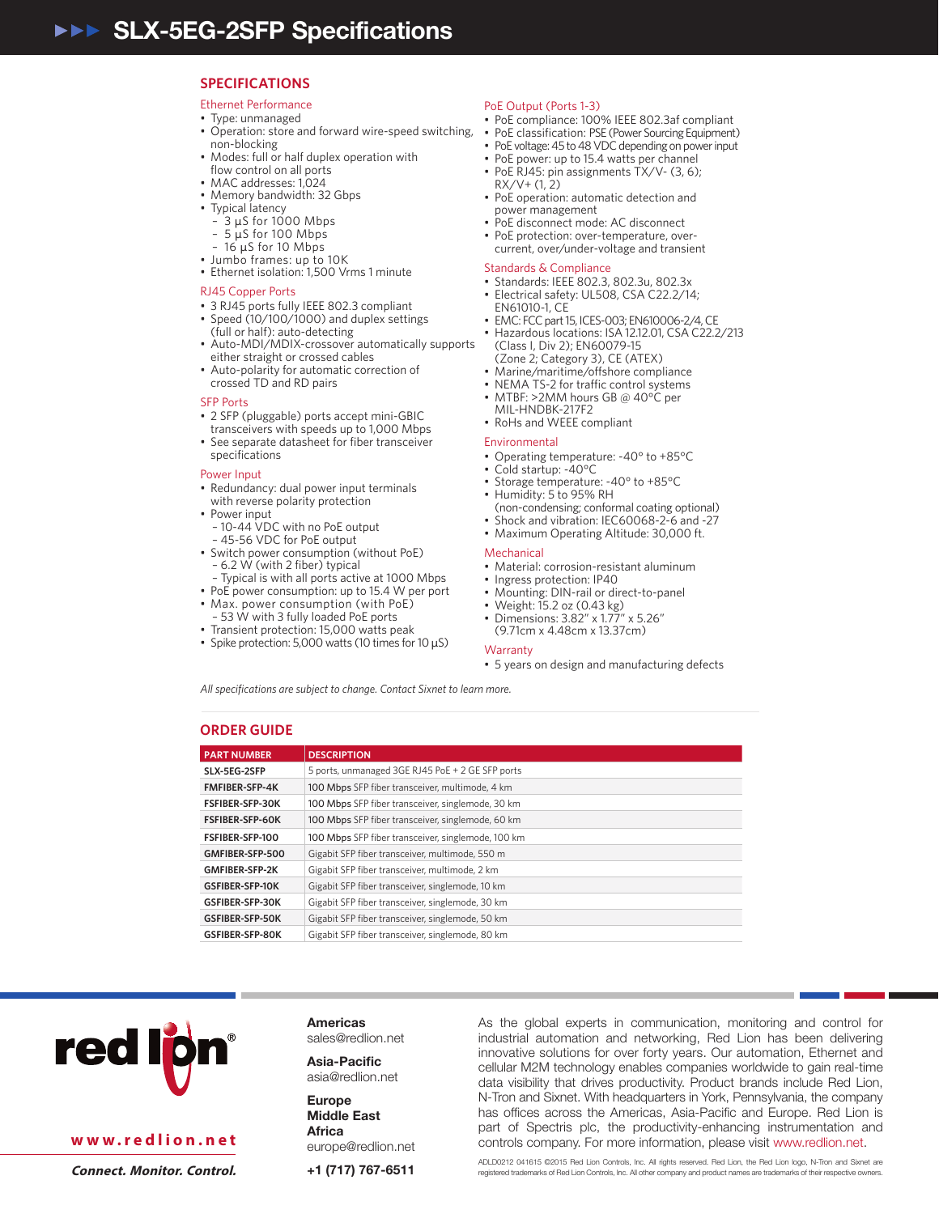# SLX-5EG-2SFP Specifications

## SPECIFICATIONS

### Ethernet Performance

- Type: unmanaged
- Operation: store and forward wire-speed switching, non-blocking
- Modes: full or half duplex operation with flow control on all ports
- MAC addresses: 1,024
- Memory bandwidth: 32 Gbps
- Typical latency
  - 3 µS for 1000 Mbps
  - 5 µS for 100 Mbps
  - 16 µS for 10 Mbps
- Jumbo frames: up to 10K
- Ethernet isolation: 1,500 Vrms 1 minute

### RJ45 Copper Ports

- 3 RJ45 ports fully IEEE 802.3 compliant
- Speed (10/100/1000) and duplex settings (full or half): auto-detecting
- Auto-MDI/MDIX-crossover automatically supports either straight or crossed cables
- Auto-polarity for automatic correction of crossed TD and RD pairs

### SFP Ports

- 2 SFP (pluggable) ports accept mini-GBIC transceivers with speeds up to 1,000 Mbps
- See separate datasheet for fiber transceiver specifications

### Power Input

- Redundancy: dual power input terminals with reverse polarity protection
- Power input
  - 10-44 VDC with no PoE output
  - 45-56 VDC for PoE output
- Switch power consumption (without PoE)
  - 6.2 W (with 2 fiber) typical
  - Typical is with all ports active at 1000 Mbps
- PoE power consumption: up to 15.4 W per port
- Max. power consumption (with PoE)
  - 53 W with 3 fully loaded PoE ports
- Transient protection: 15,000 watts peak
- Spike protection: 5,000 watts (10 times for 10 µS)

### PoE Output (Ports 1-3)

- PoE compliance: 100% IEEE 802.3af compliant
- PoE classification: PSE (Power Sourcing Equipment)
- PoE voltage: 45 to 48 VDC depending on power input
- PoE power: up to 15.4 watts per channel
- PoE RJ45: pin assignments TX/V- (3, 6); RX/V+ (1, 2)
- PoE operation: automatic detection and power management
- PoE disconnect mode: AC disconnect
- PoE protection: over-temperature, over-current, over/under-voltage and transient

### Standards & Compliance

- Standards: IEEE 802.3, 802.3u, 802.3x
- Electrical safety: UL508, CSA C22.2/14; EN61010-1, CE
- EMC: FCC part 15, ICES-003; EN610006-2/4, CE
- Hazardous locations: ISA 12.12.01, CSA C22.2/213 (Class I, Div 2); EN60079-15 (Zone 2; Category 3), CE (ATEX)
- Marine/maritime/offshore compliance
- NEMA TS-2 for traffic control systems
- MTBF: >2MM hours GB @ 40°C per MIL-HNDBK-217F2
- RoHs and WEEE compliant

### Environmental

- Operating temperature: -40° to +85°C
- Cold startup: -40°C
- Storage temperature: -40° to +85°C
- Humidity: 5 to 95% RH (non-condensing; conformal coating optional)
- Shock and vibration: IEC60068-2-6 and -27
- Maximum Operating Altitude: 30,000 ft.

### Mechanical

- Material: corrosion-resistant aluminum
- Ingress protection: IP40
- Mounting: DIN-rail or direct-to-panel
- Weight: 15.2 oz (0.43 kg)
- Dimensions: 3.82" x 1.77" x 5.26" (9.71cm x 4.48cm x 13.37cm)

### Warranty

- 5 years on design and manufacturing defects

*All specifications are subject to change. Contact Sixnet to learn more.*

## ORDER GUIDE

| PART NUMBER | DESCRIPTION |
|---|---|
| SLX-5EG-2SFP | 5 ports, unmanaged 3GE RJ45 PoE + 2 GE SFP ports |
| FMFIBER-SFP-4K | 100 Mbps SFP fiber transceiver, multimode, 4 km |
| FSFIBER-SFP-30K | 100 Mbps SFP fiber transceiver, singlemode, 30 km |
| FSFIBER-SFP-60K | 100 Mbps SFP fiber transceiver, singlemode, 60 km |
| FSFIBER-SFP-100 | 100 Mbps SFP fiber transceiver, singlemode, 100 km |
| GMFIBER-SFP-500 | Gigabit SFP fiber transceiver, multimode, 550 m |
| GMFIBER-SFP-2K | Gigabit SFP fiber transceiver, multimode, 2 km |
| GSFIBER-SFP-10K | Gigabit SFP fiber transceiver, singlemode, 10 km |
| GSFIBER-SFP-30K | Gigabit SFP fiber transceiver, singlemode, 30 km |
| GSFIBER-SFP-50K | Gigabit SFP fiber transceiver, singlemode, 50 km |
| GSFIBER-SFP-80K | Gigabit SFP fiber transceiver, singlemode, 80 km |

red lion®

www.redlion.net

*Connect. Monitor. Control.*

**Americas**
sales@redlion.net

**Asia-Pacific**
asia@redlion.net

**Europe**
**Middle East**
**Africa**
europe@redlion.net

**+1 (717) 767-6511**

As the global experts in communication, monitoring and control for industrial automation and networking, Red Lion has been delivering innovative solutions for over forty years. Our automation, Ethernet and cellular M2M technology enables companies worldwide to gain real-time data visibility that drives productivity. Product brands include Red Lion, N-Tron and Sixnet. With headquarters in York, Pennsylvania, the company has offices across the Americas, Asia-Pacific and Europe. Red Lion is part of Spectris plc, the productivity-enhancing instrumentation and controls company. For more information, please visit www.redlion.net.

ADLD0212 041615 ©2015 Red Lion Controls, Inc. All rights reserved. Red Lion, the Red Lion logo, N-Tron and Sixnet are registered trademarks of Red Lion Controls, Inc. All other company and product names are trademarks of their respective owners.